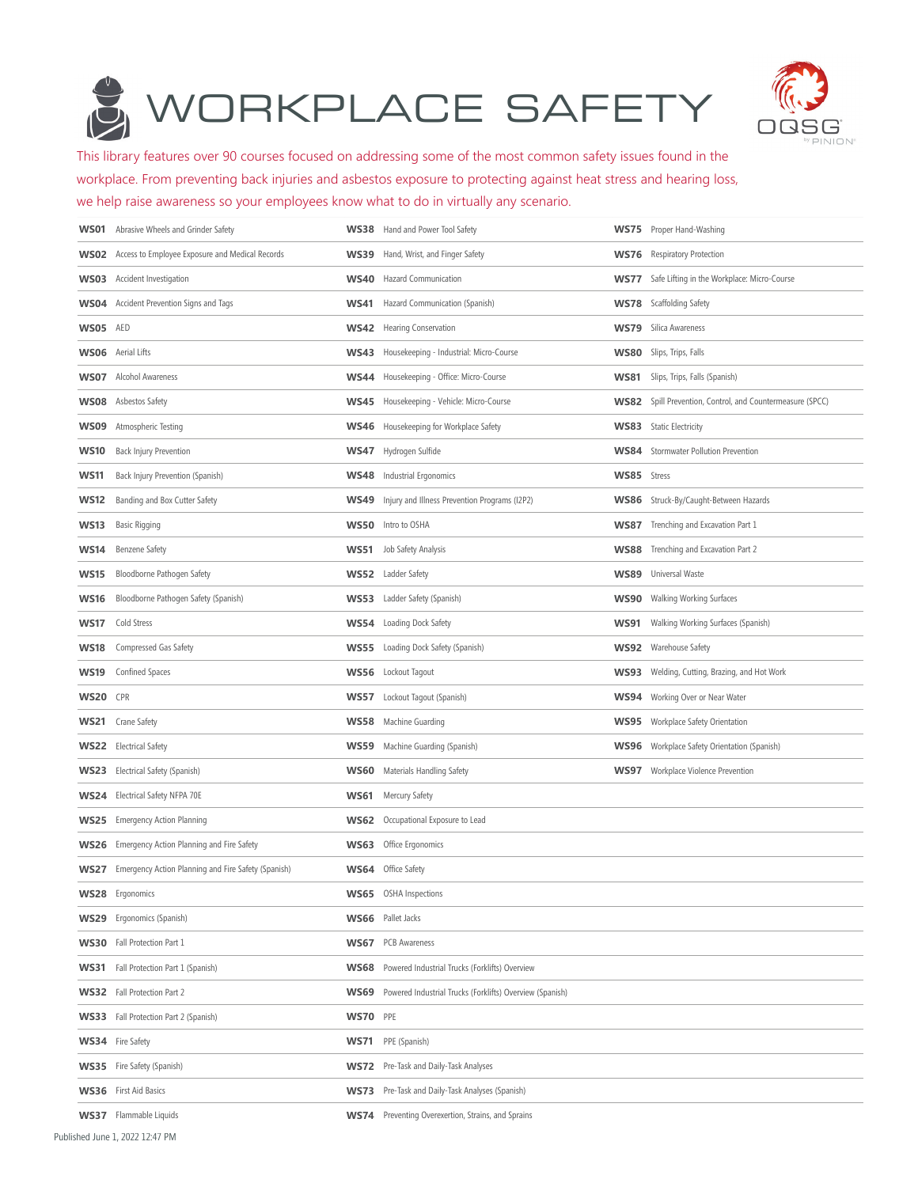# WORKPLACE SAFETY

This library features over 90 courses focused on addressing some of the most common safety issues found in the workplace. From preventing back injuries and asbestos exposure to protecting against heat stress and hearing loss, we help raise awareness so your employees know what to do in virtually any scenario.

| | | | | | |
|---|---|---|---|---|---|
| **WS01** | Abrasive Wheels and Grinder Safety | **WS38** | Hand and Power Tool Safety | **WS75** | Proper Hand-Washing |
| **WS02** | Access to Employee Exposure and Medical Records | **WS39** | Hand, Wrist, and Finger Safety | **WS76** | Respiratory Protection |
| **WS03** | Accident Investigation | **WS40** | Hazard Communication | **WS77** | Safe Lifting in the Workplace: Micro-Course |
| **WS04** | Accident Prevention Signs and Tags | **WS41** | Hazard Communication (Spanish) | **WS78** | Scaffolding Safety |
| **WS05** | AED | **WS42** | Hearing Conservation | **WS79** | Silica Awareness |
| **WS06** | Aerial Lifts | **WS43** | Housekeeping - Industrial: Micro-Course | **WS80** | Slips, Trips, Falls |
| **WS07** | Alcohol Awareness | **WS44** | Housekeeping - Office: Micro-Course | **WS81** | Slips, Trips, Falls (Spanish) |
| **WS08** | Asbestos Safety | **WS45** | Housekeeping - Vehicle: Micro-Course | **WS82** | Spill Prevention, Control, and Countermeasure (SPCC) |
| **WS09** | Atmospheric Testing | **WS46** | Housekeeping for Workplace Safety | **WS83** | Static Electricity |
| **WS10** | Back Injury Prevention | **WS47** | Hydrogen Sulfide | **WS84** | Stormwater Pollution Prevention |
| **WS11** | Back Injury Prevention (Spanish) | **WS48** | Industrial Ergonomics | **WS85** | Stress |
| **WS12** | Banding and Box Cutter Safety | **WS49** | Injury and Illness Prevention Programs (I2P2) | **WS86** | Struck-By/Caught-Between Hazards |
| **WS13** | Basic Rigging | **WS50** | Intro to OSHA | **WS87** | Trenching and Excavation Part 1 |
| **WS14** | Benzene Safety | **WS51** | Job Safety Analysis | **WS88** | Trenching and Excavation Part 2 |
| **WS15** | Bloodborne Pathogen Safety | **WS52** | Ladder Safety | **WS89** | Universal Waste |
| **WS16** | Bloodborne Pathogen Safety (Spanish) | **WS53** | Ladder Safety (Spanish) | **WS90** | Walking Working Surfaces |
| **WS17** | Cold Stress | **WS54** | Loading Dock Safety | **WS91** | Walking Working Surfaces (Spanish) |
| **WS18** | Compressed Gas Safety | **WS55** | Loading Dock Safety (Spanish) | **WS92** | Warehouse Safety |
| **WS19** | Confined Spaces | **WS56** | Lockout Tagout | **WS93** | Welding, Cutting, Brazing, and Hot Work |
| **WS20** | CPR | **WS57** | Lockout Tagout (Spanish) | **WS94** | Working Over or Near Water |
| **WS21** | Crane Safety | **WS58** | Machine Guarding | **WS95** | Workplace Safety Orientation |
| **WS22** | Electrical Safety | **WS59** | Machine Guarding (Spanish) | **WS96** | Workplace Safety Orientation (Spanish) |
| **WS23** | Electrical Safety (Spanish) | **WS60** | Materials Handling Safety | **WS97** | Workplace Violence Prevention |
| **WS24** | Electrical Safety NFPA 70E | **WS61** | Mercury Safety | | |
| **WS25** | Emergency Action Planning | **WS62** | Occupational Exposure to Lead | | |
| **WS26** | Emergency Action Planning and Fire Safety | **WS63** | Office Ergonomics | | |
| **WS27** | Emergency Action Planning and Fire Safety (Spanish) | **WS64** | Office Safety | | |
| **WS28** | Ergonomics | **WS65** | OSHA Inspections | | |
| **WS29** | Ergonomics (Spanish) | **WS66** | Pallet Jacks | | |
| **WS30** | Fall Protection Part 1 | **WS67** | PCB Awareness | | |
| **WS31** | Fall Protection Part 1 (Spanish) | **WS68** | Powered Industrial Trucks (Forklifts) Overview | | |
| **WS32** | Fall Protection Part 2 | **WS69** | Powered Industrial Trucks (Forklifts) Overview (Spanish) | | |
| **WS33** | Fall Protection Part 2 (Spanish) | **WS70** | PPE | | |
| **WS34** | Fire Safety | **WS71** | PPE (Spanish) | | |
| **WS35** | Fire Safety (Spanish) | **WS72** | Pre-Task and Daily-Task Analyses | | |
| **WS36** | First Aid Basics | **WS73** | Pre-Task and Daily-Task Analyses (Spanish) | | |
| **WS37** | Flammable Liquids | **WS74** | Preventing Overexertion, Strains, and Sprains | | |

Published June 1, 2022 12:47 PM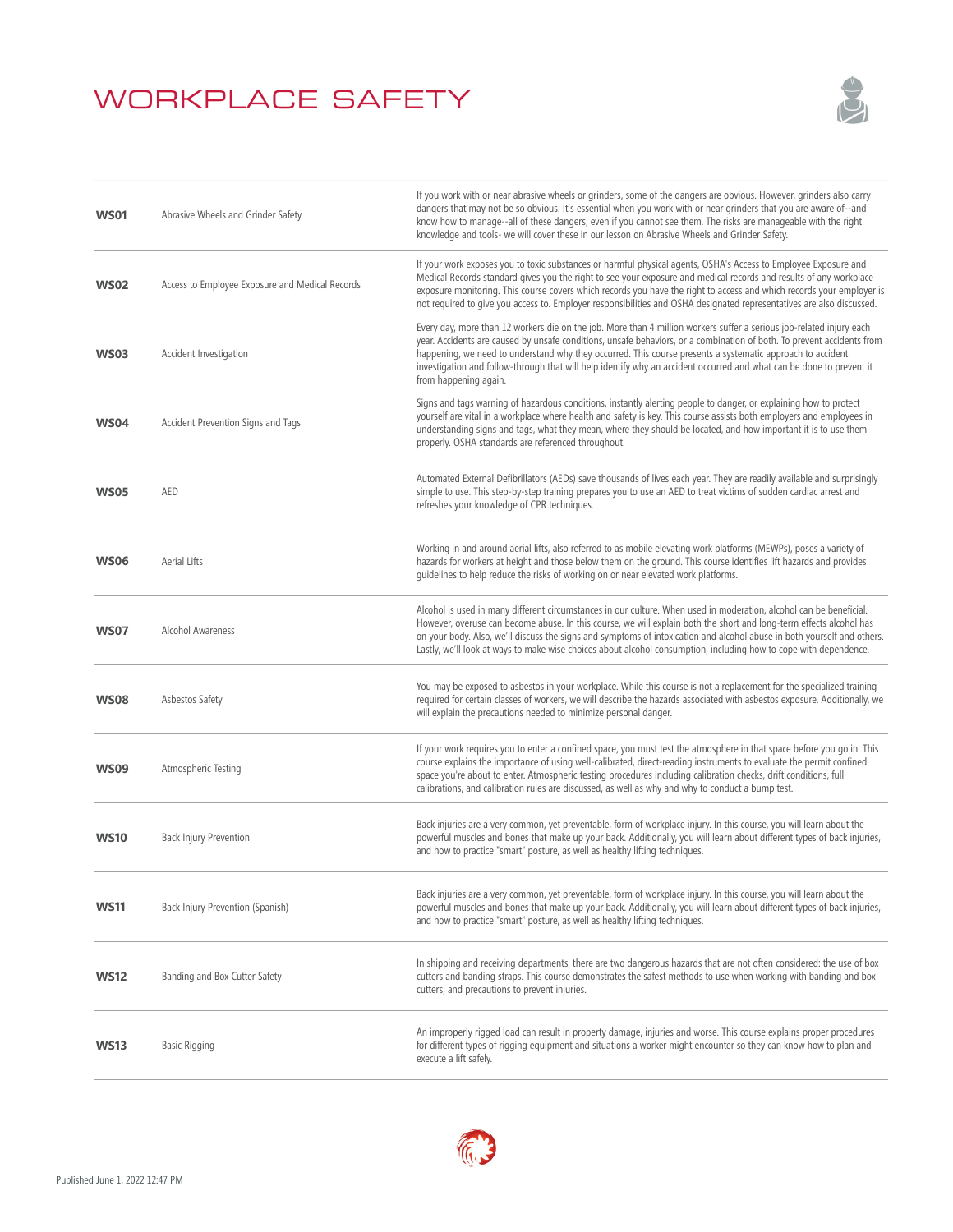# WORKPLACE SAFETY

| | | |
|---|---|---|
| **WS01** | Abrasive Wheels and Grinder Safety | If you work with or near abrasive wheels or grinders, some of the dangers are obvious. However, grinders also carry dangers that may not be so obvious. It's essential when you work with or near grinders that you are aware of--and know how to manage--all of these dangers, even if you cannot see them. The risks are manageable with the right knowledge and tools- we will cover these in our lesson on Abrasive Wheels and Grinder Safety. |
| **WS02** | Access to Employee Exposure and Medical Records | If your work exposes you to toxic substances or harmful physical agents, OSHA's Access to Employee Exposure and Medical Records standard gives you the right to see your exposure and medical records and results of any workplace exposure monitoring. This course covers which records you have the right to access and which records your employer is not required to give you access to. Employer responsibilities and OSHA designated representatives are also discussed. |
| **WS03** | Accident Investigation | Every day, more than 12 workers die on the job. More than 4 million workers suffer a serious job-related injury each year. Accidents are caused by unsafe conditions, unsafe behaviors, or a combination of both. To prevent accidents from happening, we need to understand why they occurred. This course presents a systematic approach to accident investigation and follow-through that will help identify why an accident occurred and what can be done to prevent it from happening again. |
| **WS04** | Accident Prevention Signs and Tags | Signs and tags warning of hazardous conditions, instantly alerting people to danger, or explaining how to protect yourself are vital in a workplace where health and safety is key. This course assists both employers and employees in understanding signs and tags, what they mean, where they should be located, and how important it is to use them properly. OSHA standards are referenced throughout. |
| **WS05** | AED | Automated External Defibrillators (AEDs) save thousands of lives each year. They are readily available and surprisingly simple to use. This step-by-step training prepares you to use an AED to treat victims of sudden cardiac arrest and refreshes your knowledge of CPR techniques. |
| **WS06** | Aerial Lifts | Working in and around aerial lifts, also referred to as mobile elevating work platforms (MEWPs), poses a variety of hazards for workers at height and those below them on the ground. This course identifies lift hazards and provides guidelines to help reduce the risks of working on or near elevated work platforms. |
| **WS07** | Alcohol Awareness | Alcohol is used in many different circumstances in our culture. When used in moderation, alcohol can be beneficial. However, overuse can become abuse. In this course, we will explain both the short and long-term effects alcohol has on your body. Also, we'll discuss the signs and symptoms of intoxication and alcohol abuse in both yourself and others. Lastly, we'll look at ways to make wise choices about alcohol consumption, including how to cope with dependence. |
| **WS08** | Asbestos Safety | You may be exposed to asbestos in your workplace. While this course is not a replacement for the specialized training required for certain classes of workers, we will describe the hazards associated with asbestos exposure. Additionally, we will explain the precautions needed to minimize personal danger. |
| **WS09** | Atmospheric Testing | If your work requires you to enter a confined space, you must test the atmosphere in that space before you go in. This course explains the importance of using well-calibrated, direct-reading instruments to evaluate the permit confined space you're about to enter. Atmospheric testing procedures including calibration checks, drift conditions, full calibrations, and calibration rules are discussed, as well as why and why to conduct a bump test. |
| **WS10** | Back Injury Prevention | Back injuries are a very common, yet preventable, form of workplace injury. In this course, you will learn about the powerful muscles and bones that make up your back. Additionally, you will learn about different types of back injuries, and how to practice "smart" posture, as well as healthy lifting techniques. |
| **WS11** | Back Injury Prevention (Spanish) | Back injuries are a very common, yet preventable, form of workplace injury. In this course, you will learn about the powerful muscles and bones that make up your back. Additionally, you will learn about different types of back injuries, and how to practice "smart" posture, as well as healthy lifting techniques. |
| **WS12** | Banding and Box Cutter Safety | In shipping and receiving departments, there are two dangerous hazards that are not often considered: the use of box cutters and banding straps. This course demonstrates the safest methods to use when working with banding and box cutters, and precautions to prevent injuries. |
| **WS13** | Basic Rigging | An improperly rigged load can result in property damage, injuries and worse. This course explains proper procedures for different types of rigging equipment and situations a worker might encounter so they can know how to plan and execute a lift safely. |

Published June 1, 2022 12:47 PM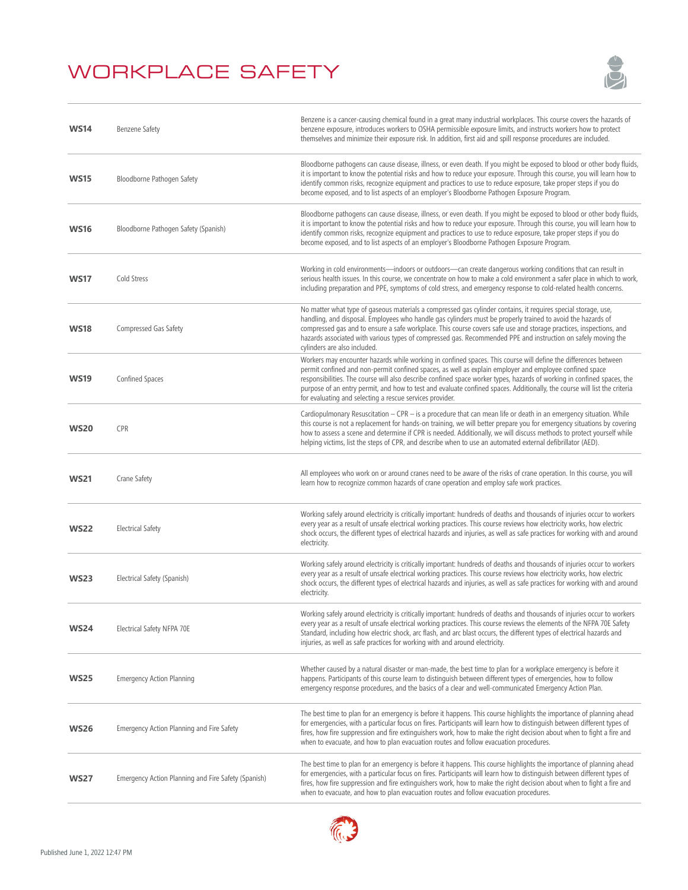# WORKPLACE SAFETY

| | | |
|---|---|---|
| **WS14** | Benzene Safety | Benzene is a cancer-causing chemical found in a great many industrial workplaces. This course covers the hazards of benzene exposure, introduces workers to OSHA permissible exposure limits, and instructs workers how to protect themselves and minimize their exposure risk. In addition, first aid and spill response procedures are included. |
| **WS15** | Bloodborne Pathogen Safety | Bloodborne pathogens can cause disease, illness, or even death. If you might be exposed to blood or other body fluids, it is important to know the potential risks and how to reduce your exposure. Through this course, you will learn how to identify common risks, recognize equipment and practices to use to reduce exposure, take proper steps if you do become exposed, and to list aspects of an employer's Bloodborne Pathogen Exposure Program. |
| **WS16** | Bloodborne Pathogen Safety (Spanish) | Bloodborne pathogens can cause disease, illness, or even death. If you might be exposed to blood or other body fluids, it is important to know the potential risks and how to reduce your exposure. Through this course, you will learn how to identify common risks, recognize equipment and practices to use to reduce exposure, take proper steps if you do become exposed, and to list aspects of an employer's Bloodborne Pathogen Exposure Program. |
| **WS17** | Cold Stress | Working in cold environments—indoors or outdoors—can create dangerous working conditions that can result in serious health issues. In this course, we concentrate on how to make a cold environment a safer place in which to work, including preparation and PPE, symptoms of cold stress, and emergency response to cold-related health concerns. |
| **WS18** | Compressed Gas Safety | No matter what type of gaseous materials a compressed gas cylinder contains, it requires special storage, use, handling, and disposal. Employees who handle gas cylinders must be properly trained to avoid the hazards of compressed gas and to ensure a safe workplace. This course covers safe use and storage practices, inspections, and hazards associated with various types of compressed gas. Recommended PPE and instruction on safely moving the cylinders are also included. |
| **WS19** | Confined Spaces | Workers may encounter hazards while working in confined spaces. This course will define the differences between permit confined and non-permit confined spaces, as well as explain employer and employee confined space responsibilities. The course will also describe confined space worker types, hazards of working in confined spaces, the purpose of an entry permit, and how to test and evaluate confined spaces. Additionally, the course will list the criteria for evaluating and selecting a rescue services provider. |
| **WS20** | CPR | Cardiopulmonary Resuscitation – CPR – is a procedure that can mean life or death in an emergency situation. While this course is not a replacement for hands-on training, we will better prepare you for emergency situations by covering how to assess a scene and determine if CPR is needed. Additionally, we will discuss methods to protect yourself while helping victims, list the steps of CPR, and describe when to use an automated external defibrillator (AED). |
| **WS21** | Crane Safety | All employees who work on or around cranes need to be aware of the risks of crane operation. In this course, you will learn how to recognize common hazards of crane operation and employ safe work practices. |
| **WS22** | Electrical Safety | Working safely around electricity is critically important: hundreds of deaths and thousands of injuries occur to workers every year as a result of unsafe electrical working practices. This course reviews how electricity works, how electric shock occurs, the different types of electrical hazards and injuries, as well as safe practices for working with and around electricity. |
| **WS23** | Electrical Safety (Spanish) | Working safely around electricity is critically important: hundreds of deaths and thousands of injuries occur to workers every year as a result of unsafe electrical working practices. This course reviews how electricity works, how electric shock occurs, the different types of electrical hazards and injuries, as well as safe practices for working with and around electricity. |
| **WS24** | Electrical Safety NFPA 70E | Working safely around electricity is critically important: hundreds of deaths and thousands of injuries occur to workers every year as a result of unsafe electrical working practices. This course reviews the elements of the NFPA 70E Safety Standard, including how electric shock, arc flash, and arc blast occurs, the different types of electrical hazards and injuries, as well as safe practices for working with and around electricity. |
| **WS25** | Emergency Action Planning | Whether caused by a natural disaster or man-made, the best time to plan for a workplace emergency is before it happens. Participants of this course learn to distinguish between different types of emergencies, how to follow emergency response procedures, and the basics of a clear and well-communicated Emergency Action Plan. |
| **WS26** | Emergency Action Planning and Fire Safety | The best time to plan for an emergency is before it happens. This course highlights the importance of planning ahead for emergencies, with a particular focus on fires. Participants will learn how to distinguish between different types of fires, how fire suppression and fire extinguishers work, how to make the right decision about when to fight a fire and when to evacuate, and how to plan evacuation routes and follow evacuation procedures. |
| **WS27** | Emergency Action Planning and Fire Safety (Spanish) | The best time to plan for an emergency is before it happens. This course highlights the importance of planning ahead for emergencies, with a particular focus on fires. Participants will learn how to distinguish between different types of fires, how fire suppression and fire extinguishers work, how to make the right decision about when to fight a fire and when to evacuate, and how to plan evacuation routes and follow evacuation procedures. |

Published June 1, 2022 12:47 PM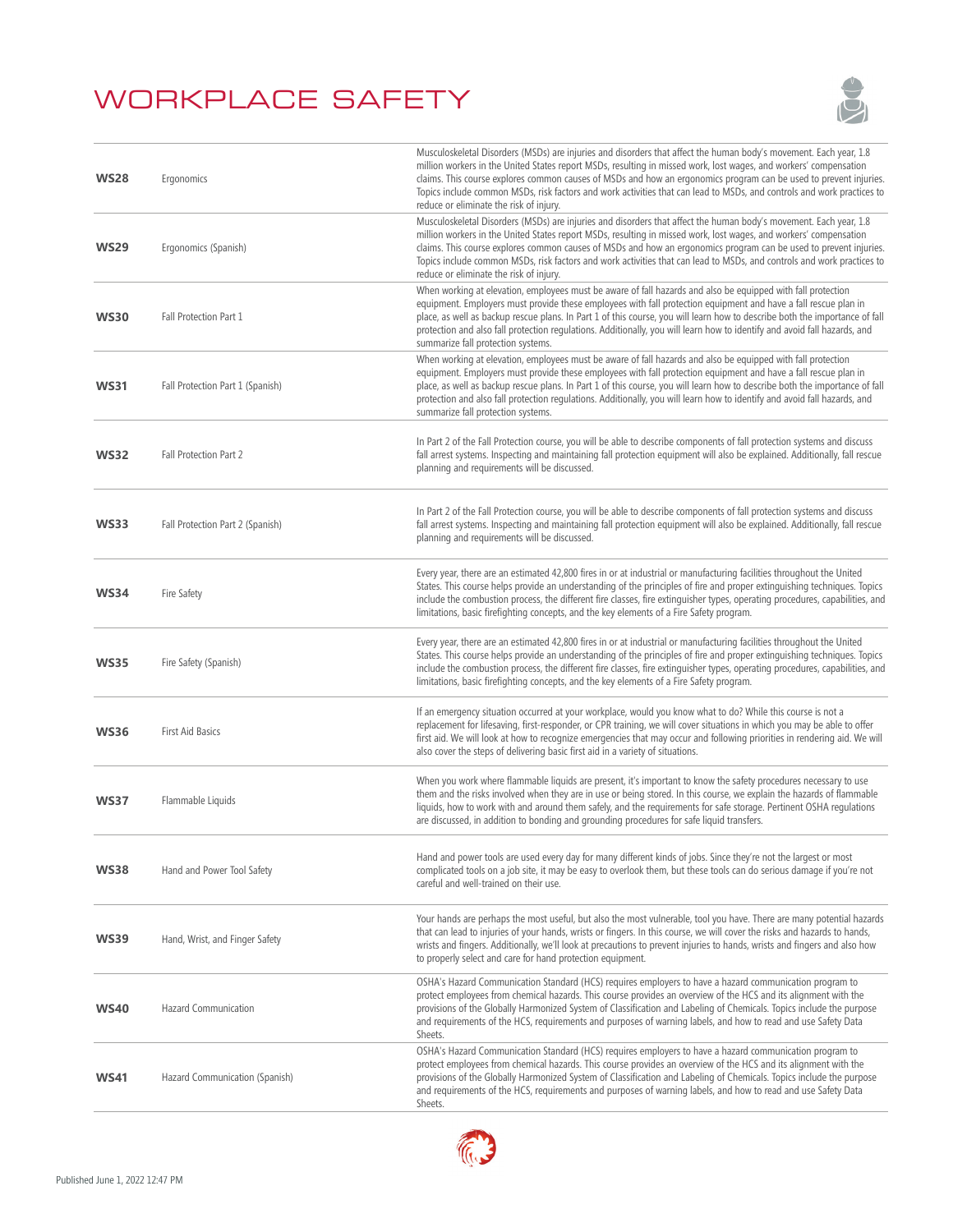# WORKPLACE SAFETY

| | | |
|---|---|---|
| **WS28** | Ergonomics | Musculoskeletal Disorders (MSDs) are injuries and disorders that affect the human body's movement. Each year, 1.8 million workers in the United States report MSDs, resulting in missed work, lost wages, and workers' compensation claims. This course explores common causes of MSDs and how an ergonomics program can be used to prevent injuries. Topics include common MSDs, risk factors and work activities that can lead to MSDs, and controls and work practices to reduce or eliminate the risk of injury. |
| **WS29** | Ergonomics (Spanish) | Musculoskeletal Disorders (MSDs) are injuries and disorders that affect the human body's movement. Each year, 1.8 million workers in the United States report MSDs, resulting in missed work, lost wages, and workers' compensation claims. This course explores common causes of MSDs and how an ergonomics program can be used to prevent injuries. Topics include common MSDs, risk factors and work activities that can lead to MSDs, and controls and work practices to reduce or eliminate the risk of injury. |
| **WS30** | Fall Protection Part 1 | When working at elevation, employees must be aware of fall hazards and also be equipped with fall protection equipment. Employers must provide these employees with fall protection equipment and have a fall rescue plan in place, as well as backup rescue plans. In Part 1 of this course, you will learn how to describe both the importance of fall protection and also fall protection regulations. Additionally, you will learn how to identify and avoid fall hazards, and summarize fall protection systems. |
| **WS31** | Fall Protection Part 1 (Spanish) | When working at elevation, employees must be aware of fall hazards and also be equipped with fall protection equipment. Employers must provide these employees with fall protection equipment and have a fall rescue plan in place, as well as backup rescue plans. In Part 1 of this course, you will learn how to describe both the importance of fall protection and also fall protection regulations. Additionally, you will learn how to identify and avoid fall hazards, and summarize fall protection systems. |
| **WS32** | Fall Protection Part 2 | In Part 2 of the Fall Protection course, you will be able to describe components of fall protection systems and discuss fall arrest systems. Inspecting and maintaining fall protection equipment will also be explained. Additionally, fall rescue planning and requirements will be discussed. |
| **WS33** | Fall Protection Part 2 (Spanish) | In Part 2 of the Fall Protection course, you will be able to describe components of fall protection systems and discuss fall arrest systems. Inspecting and maintaining fall protection equipment will also be explained. Additionally, fall rescue planning and requirements will be discussed. |
| **WS34** | Fire Safety | Every year, there are an estimated 42,800 fires in or at industrial or manufacturing facilities throughout the United States. This course helps provide an understanding of the principles of fire and proper extinguishing techniques. Topics include the combustion process, the different fire classes, fire extinguisher types, operating procedures, capabilities, and limitations, basic firefighting concepts, and the key elements of a Fire Safety program. |
| **WS35** | Fire Safety (Spanish) | Every year, there are an estimated 42,800 fires in or at industrial or manufacturing facilities throughout the United States. This course helps provide an understanding of the principles of fire and proper extinguishing techniques. Topics include the combustion process, the different fire classes, fire extinguisher types, operating procedures, capabilities, and limitations, basic firefighting concepts, and the key elements of a Fire Safety program. |
| **WS36** | First Aid Basics | If an emergency situation occurred at your workplace, would you know what to do? While this course is not a replacement for lifesaving, first-responder, or CPR training, we will cover situations in which you may be able to offer first aid. We will look at how to recognize emergencies that may occur and following priorities in rendering aid. We will also cover the steps of delivering basic first aid in a variety of situations. |
| **WS37** | Flammable Liquids | When you work where flammable liquids are present, it's important to know the safety procedures necessary to use them and the risks involved when they are in use or being stored. In this course, we explain the hazards of flammable liquids, how to work with and around them safely, and the requirements for safe storage. Pertinent OSHA regulations are discussed, in addition to bonding and grounding procedures for safe liquid transfers. |
| **WS38** | Hand and Power Tool Safety | Hand and power tools are used every day for many different kinds of jobs. Since they're not the largest or most complicated tools on a job site, it may be easy to overlook them, but these tools can do serious damage if you're not careful and well-trained on their use. |
| **WS39** | Hand, Wrist, and Finger Safety | Your hands are perhaps the most useful, but also the most vulnerable, tool you have. There are many potential hazards that can lead to injuries of your hands, wrists or fingers. In this course, we will cover the risks and hazards to hands, wrists and fingers. Additionally, we'll look at precautions to prevent injuries to hands, wrists and fingers and also how to properly select and care for hand protection equipment. |
| **WS40** | Hazard Communication | OSHA's Hazard Communication Standard (HCS) requires employers to have a hazard communication program to protect employees from chemical hazards. This course provides an overview of the HCS and its alignment with the provisions of the Globally Harmonized System of Classification and Labeling of Chemicals. Topics include the purpose and requirements of the HCS, requirements and purposes of warning labels, and how to read and use Safety Data Sheets. |
| **WS41** | Hazard Communication (Spanish) | OSHA's Hazard Communication Standard (HCS) requires employers to have a hazard communication program to protect employees from chemical hazards. This course provides an overview of the HCS and its alignment with the provisions of the Globally Harmonized System of Classification and Labeling of Chemicals. Topics include the purpose and requirements of the HCS, requirements and purposes of warning labels, and how to read and use Safety Data Sheets. |

Published June 1, 2022 12:47 PM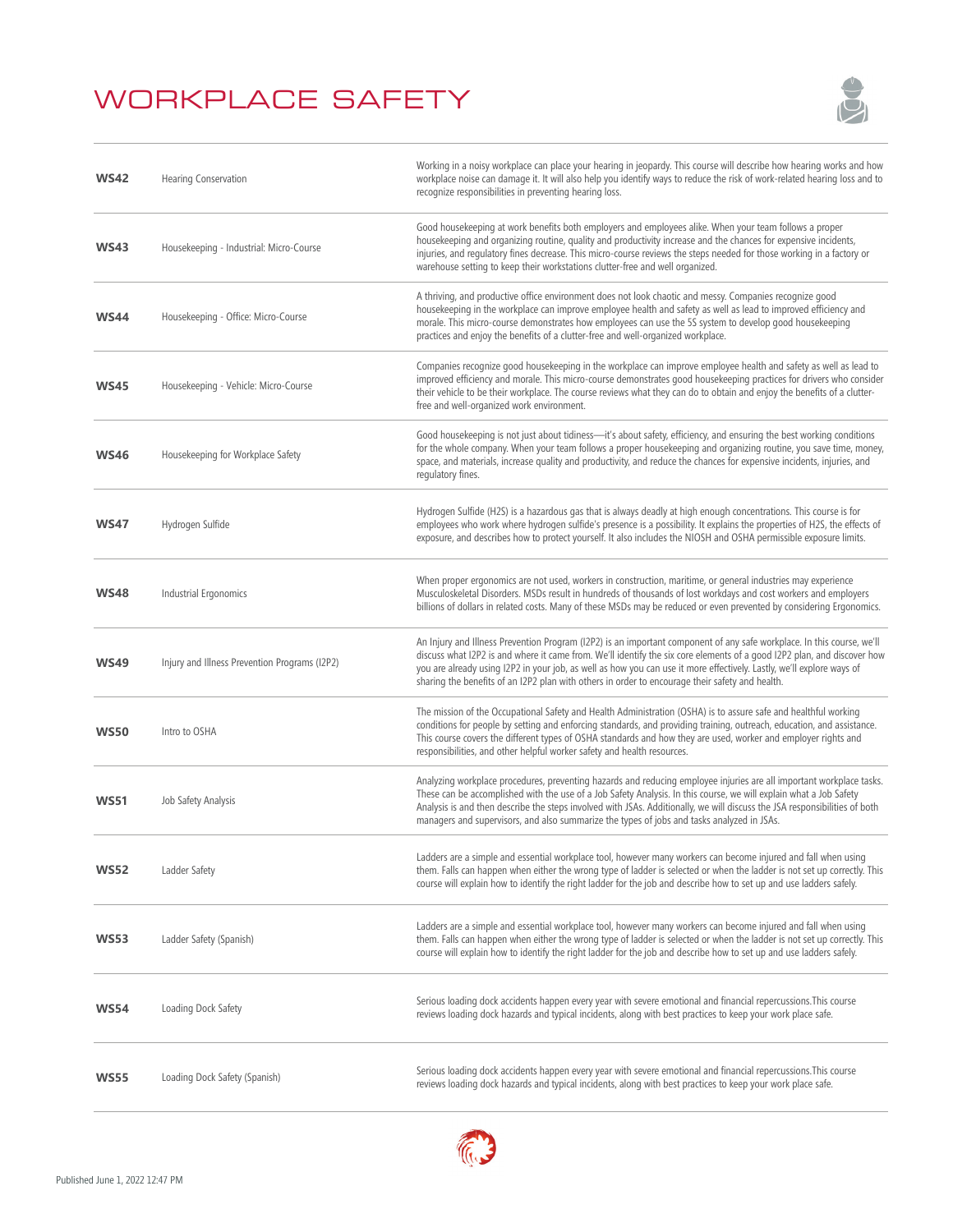# WORKPLACE SAFETY

| | | |
|---|---|---|
| **WS42** | Hearing Conservation | Working in a noisy workplace can place your hearing in jeopardy. This course will describe how hearing works and how workplace noise can damage it. It will also help you identify ways to reduce the risk of work-related hearing loss and to recognize responsibilities in preventing hearing loss. |
| **WS43** | Housekeeping - Industrial: Micro-Course | Good housekeeping at work benefits both employers and employees alike. When your team follows a proper housekeeping and organizing routine, quality and productivity increase and the chances for expensive incidents, injuries, and regulatory fines decrease. This micro-course reviews the steps needed for those working in a factory or warehouse setting to keep their workstations clutter-free and well organized. |
| **WS44** | Housekeeping - Office: Micro-Course | A thriving, and productive office environment does not look chaotic and messy. Companies recognize good housekeeping in the workplace can improve employee health and safety as well as lead to improved efficiency and morale. This micro-course demonstrates how employees can use the 5S system to develop good housekeeping practices and enjoy the benefits of a clutter-free and well-organized workplace. |
| **WS45** | Housekeeping - Vehicle: Micro-Course | Companies recognize good housekeeping in the workplace can improve employee health and safety as well as lead to improved efficiency and morale. This micro-course demonstrates good housekeeping practices for drivers who consider their vehicle to be their workplace. The course reviews what they can do to obtain and enjoy the benefits of a clutter-free and well-organized work environment. |
| **WS46** | Housekeeping for Workplace Safety | Good housekeeping is not just about tidiness—it's about safety, efficiency, and ensuring the best working conditions for the whole company. When your team follows a proper housekeeping and organizing routine, you save time, money, space, and materials, increase quality and productivity, and reduce the chances for expensive incidents, injuries, and regulatory fines. |
| **WS47** | Hydrogen Sulfide | Hydrogen Sulfide (H2S) is a hazardous gas that is always deadly at high enough concentrations. This course is for employees who work where hydrogen sulfide's presence is a possibility. It explains the properties of H2S, the effects of exposure, and describes how to protect yourself. It also includes the NIOSH and OSHA permissible exposure limits. |
| **WS48** | Industrial Ergonomics | When proper ergonomics are not used, workers in construction, maritime, or general industries may experience Musculoskeletal Disorders. MSDs result in hundreds of thousands of lost workdays and cost workers and employers billions of dollars in related costs. Many of these MSDs may be reduced or even prevented by considering Ergonomics. |
| **WS49** | Injury and Illness Prevention Programs (I2P2) | An Injury and Illness Prevention Program (I2P2) is an important component of any safe workplace. In this course, we'll discuss what I2P2 is and where it came from. We'll identify the six core elements of a good I2P2 plan, and discover how you are already using I2P2 in your job, as well as how you can use it more effectively. Lastly, we'll explore ways of sharing the benefits of an I2P2 plan with others in order to encourage their safety and health. |
| **WS50** | Intro to OSHA | The mission of the Occupational Safety and Health Administration (OSHA) is to assure safe and healthful working conditions for people by setting and enforcing standards, and providing training, outreach, education, and assistance. This course covers the different types of OSHA standards and how they are used, worker and employer rights and responsibilities, and other helpful worker safety and health resources. |
| **WS51** | Job Safety Analysis | Analyzing workplace procedures, preventing hazards and reducing employee injuries are all important workplace tasks. These can be accomplished with the use of a Job Safety Analysis. In this course, we will explain what a Job Safety Analysis is and then describe the steps involved with JSAs. Additionally, we will discuss the JSA responsibilities of both managers and supervisors, and also summarize the types of jobs and tasks analyzed in JSAs. |
| **WS52** | Ladder Safety | Ladders are a simple and essential workplace tool, however many workers can become injured and fall when using them. Falls can happen when either the wrong type of ladder is selected or when the ladder is not set up correctly. This course will explain how to identify the right ladder for the job and describe how to set up and use ladders safely. |
| **WS53** | Ladder Safety (Spanish) | Ladders are a simple and essential workplace tool, however many workers can become injured and fall when using them. Falls can happen when either the wrong type of ladder is selected or when the ladder is not set up correctly. This course will explain how to identify the right ladder for the job and describe how to set up and use ladders safely. |
| **WS54** | Loading Dock Safety | Serious loading dock accidents happen every year with severe emotional and financial repercussions.This course reviews loading dock hazards and typical incidents, along with best practices to keep your work place safe. |
| **WS55** | Loading Dock Safety (Spanish) | Serious loading dock accidents happen every year with severe emotional and financial repercussions.This course reviews loading dock hazards and typical incidents, along with best practices to keep your work place safe. |

Published June 1, 2022 12:47 PM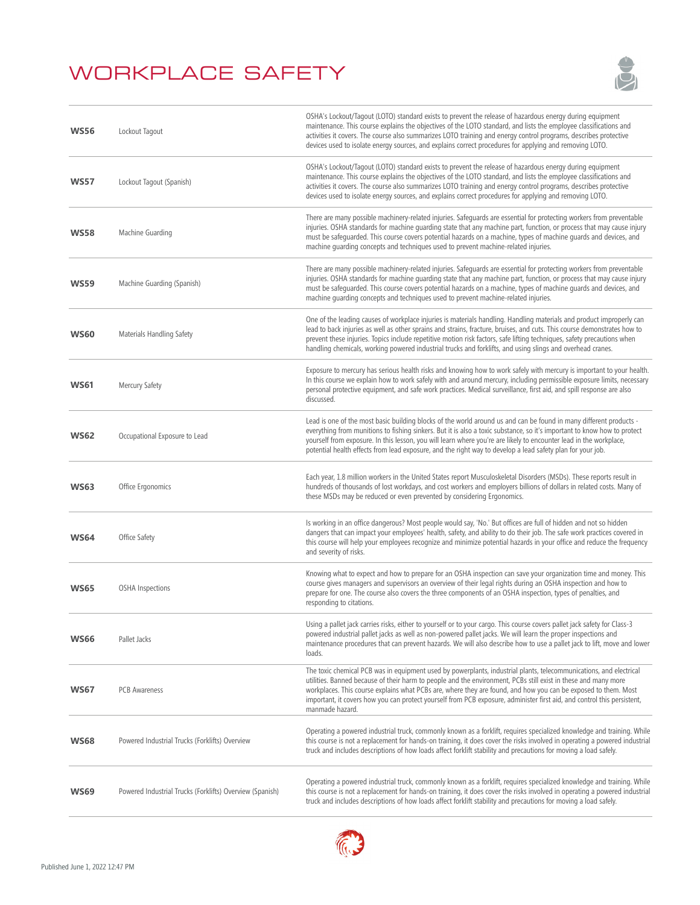# WORKPLACE SAFETY

| | | |
|---|---|---|
| **WS56** | Lockout Tagout | OSHA's Lockout/Tagout (LOTO) standard exists to prevent the release of hazardous energy during equipment maintenance. This course explains the objectives of the LOTO standard, and lists the employee classifications and activities it covers. The course also summarizes LOTO training and energy control programs, describes protective devices used to isolate energy sources, and explains correct procedures for applying and removing LOTO. |
| **WS57** | Lockout Tagout (Spanish) | OSHA's Lockout/Tagout (LOTO) standard exists to prevent the release of hazardous energy during equipment maintenance. This course explains the objectives of the LOTO standard, and lists the employee classifications and activities it covers. The course also summarizes LOTO training and energy control programs, describes protective devices used to isolate energy sources, and explains correct procedures for applying and removing LOTO. |
| **WS58** | Machine Guarding | There are many possible machinery-related injuries. Safeguards are essential for protecting workers from preventable injuries. OSHA standards for machine guarding state that any machine part, function, or process that may cause injury must be safeguarded. This course covers potential hazards on a machine, types of machine guards and devices, and machine guarding concepts and techniques used to prevent machine-related injuries. |
| **WS59** | Machine Guarding (Spanish) | There are many possible machinery-related injuries. Safeguards are essential for protecting workers from preventable injuries. OSHA standards for machine guarding state that any machine part, function, or process that may cause injury must be safeguarded. This course covers potential hazards on a machine, types of machine guards and devices, and machine guarding concepts and techniques used to prevent machine-related injuries. |
| **WS60** | Materials Handling Safety | One of the leading causes of workplace injuries is materials handling. Handling materials and product improperly can lead to back injuries as well as other sprains and strains, fracture, bruises, and cuts. This course demonstrates how to prevent these injuries. Topics include repetitive motion risk factors, safe lifting techniques, safety precautions when handling chemicals, working powered industrial trucks and forklifts, and using slings and overhead cranes. |
| **WS61** | Mercury Safety | Exposure to mercury has serious health risks and knowing how to work safely with mercury is important to your health. In this course we explain how to work safely with and around mercury, including permissible exposure limits, necessary personal protective equipment, and safe work practices. Medical surveillance, first aid, and spill response are also discussed. |
| **WS62** | Occupational Exposure to Lead | Lead is one of the most basic building blocks of the world around us and can be found in many different products - everything from munitions to fishing sinkers. But it is also a toxic substance, so it's important to know how to protect yourself from exposure. In this lesson, you will learn where you're are likely to encounter lead in the workplace, potential health effects from lead exposure, and the right way to develop a lead safety plan for your job. |
| **WS63** | Office Ergonomics | Each year, 1.8 million workers in the United States report Musculoskeletal Disorders (MSDs). These reports result in hundreds of thousands of lost workdays, and cost workers and employers billions of dollars in related costs. Many of these MSDs may be reduced or even prevented by considering Ergonomics. |
| **WS64** | Office Safety | Is working in an office dangerous? Most people would say, 'No.' But offices are full of hidden and not so hidden dangers that can impact your employees' health, safety, and ability to do their job. The safe work practices covered in this course will help your employees recognize and minimize potential hazards in your office and reduce the frequency and severity of risks. |
| **WS65** | OSHA Inspections | Knowing what to expect and how to prepare for an OSHA inspection can save your organization time and money. This course gives managers and supervisors an overview of their legal rights during an OSHA inspection and how to prepare for one. The course also covers the three components of an OSHA inspection, types of penalties, and responding to citations. |
| **WS66** | Pallet Jacks | Using a pallet jack carries risks, either to yourself or to your cargo. This course covers pallet jack safety for Class-3 powered industrial pallet jacks as well as non-powered pallet jacks. We will learn the proper inspections and maintenance procedures that can prevent hazards. We will also describe how to use a pallet jack to lift, move and lower loads. |
| **WS67** | PCB Awareness | The toxic chemical PCB was in equipment used by powerplants, industrial plants, telecommunications, and electrical utilities. Banned because of their harm to people and the environment, PCBs still exist in these and many more workplaces. This course explains what PCBs are, where they are found, and how you can be exposed to them. Most important, it covers how you can protect yourself from PCB exposure, administer first aid, and control this persistent, manmade hazard. |
| **WS68** | Powered Industrial Trucks (Forklifts) Overview | Operating a powered industrial truck, commonly known as a forklift, requires specialized knowledge and training. While this course is not a replacement for hands-on training, it does cover the risks involved in operating a powered industrial truck and includes descriptions of how loads affect forklift stability and precautions for moving a load safely. |
| **WS69** | Powered Industrial Trucks (Forklifts) Overview (Spanish) | Operating a powered industrial truck, commonly known as a forklift, requires specialized knowledge and training. While this course is not a replacement for hands-on training, it does cover the risks involved in operating a powered industrial truck and includes descriptions of how loads affect forklift stability and precautions for moving a load safely. |

Published June 1, 2022 12:47 PM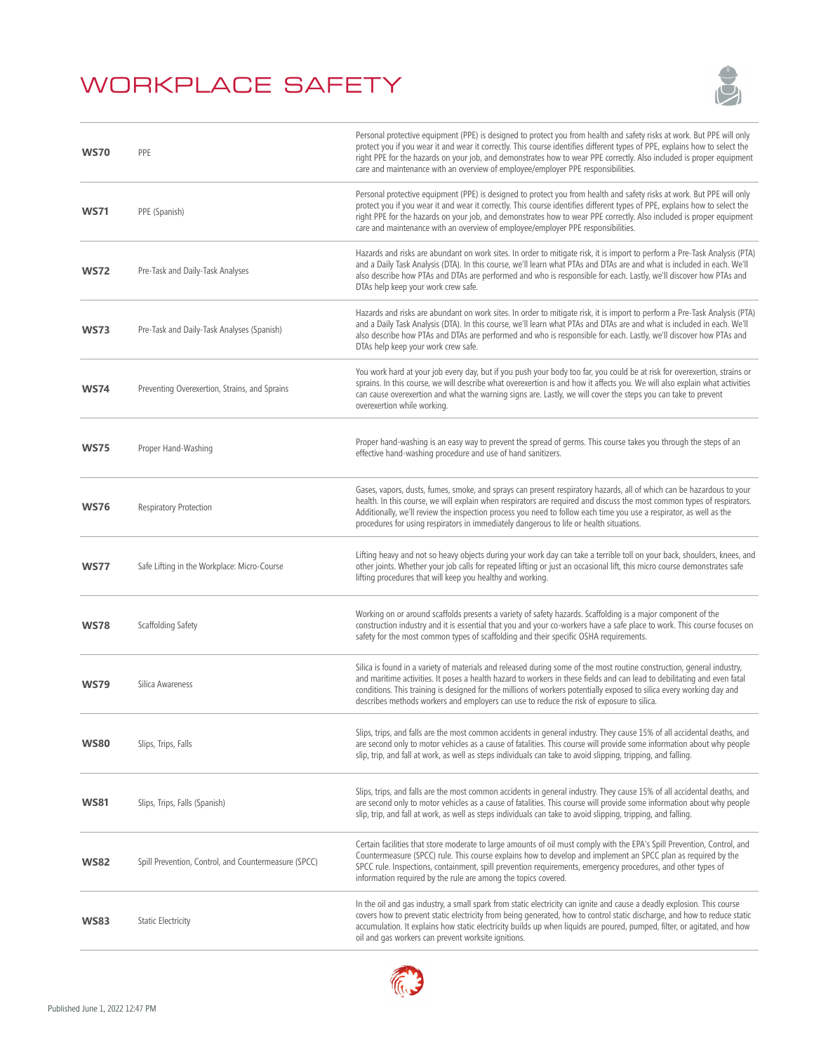# WORKPLACE SAFETY

| | | |
|---|---|---|
| **WS70** | PPE | Personal protective equipment (PPE) is designed to protect you from health and safety risks at work. But PPE will only protect you if you wear it and wear it correctly. This course identifies different types of PPE, explains how to select the right PPE for the hazards on your job, and demonstrates how to wear PPE correctly. Also included is proper equipment care and maintenance with an overview of employee/employer PPE responsibilities. |
| **WS71** | PPE (Spanish) | Personal protective equipment (PPE) is designed to protect you from health and safety risks at work. But PPE will only protect you if you wear it and wear it correctly. This course identifies different types of PPE, explains how to select the right PPE for the hazards on your job, and demonstrates how to wear PPE correctly. Also included is proper equipment care and maintenance with an overview of employee/employer PPE responsibilities. |
| **WS72** | Pre-Task and Daily-Task Analyses | Hazards and risks are abundant on work sites. In order to mitigate risk, it is import to perform a Pre-Task Analysis (PTA) and a Daily Task Analysis (DTA). In this course, we'll learn what PTAs and DTAs are and what is included in each. We'll also describe how PTAs and DTAs are performed and who is responsible for each. Lastly, we'll discover how PTAs and DTAs help keep your work crew safe. |
| **WS73** | Pre-Task and Daily-Task Analyses (Spanish) | Hazards and risks are abundant on work sites. In order to mitigate risk, it is import to perform a Pre-Task Analysis (PTA) and a Daily Task Analysis (DTA). In this course, we'll learn what PTAs and DTAs are and what is included in each. We'll also describe how PTAs and DTAs are performed and who is responsible for each. Lastly, we'll discover how PTAs and DTAs help keep your work crew safe. |
| **WS74** | Preventing Overexertion, Strains, and Sprains | You work hard at your job every day, but if you push your body too far, you could be at risk for overexertion, strains or sprains. In this course, we will describe what overexertion is and how it affects you. We will also explain what activities can cause overexertion and what the warning signs are. Lastly, we will cover the steps you can take to prevent overexertion while working. |
| **WS75** | Proper Hand-Washing | Proper hand-washing is an easy way to prevent the spread of germs. This course takes you through the steps of an effective hand-washing procedure and use of hand sanitizers. |
| **WS76** | Respiratory Protection | Gases, vapors, dusts, fumes, smoke, and sprays can present respiratory hazards, all of which can be hazardous to your health. In this course, we will explain when respirators are required and discuss the most common types of respirators. Additionally, we'll review the inspection process you need to follow each time you use a respirator, as well as the procedures for using respirators in immediately dangerous to life or health situations. |
| **WS77** | Safe Lifting in the Workplace: Micro-Course | Lifting heavy and not so heavy objects during your work day can take a terrible toll on your back, shoulders, knees, and other joints. Whether your job calls for repeated lifting or just an occasional lift, this micro course demonstrates safe lifting procedures that will keep you healthy and working. |
| **WS78** | Scaffolding Safety | Working on or around scaffolds presents a variety of safety hazards. Scaffolding is a major component of the construction industry and it is essential that you and your co-workers have a safe place to work. This course focuses on safety for the most common types of scaffolding and their specific OSHA requirements. |
| **WS79** | Silica Awareness | Silica is found in a variety of materials and released during some of the most routine construction, general industry, and maritime activities. It poses a health hazard to workers in these fields and can lead to debilitating and even fatal conditions. This training is designed for the millions of workers potentially exposed to silica every working day and describes methods workers and employers can use to reduce the risk of exposure to silica. |
| **WS80** | Slips, Trips, Falls | Slips, trips, and falls are the most common accidents in general industry. They cause 15% of all accidental deaths, and are second only to motor vehicles as a cause of fatalities. This course will provide some information about why people slip, trip, and fall at work, as well as steps individuals can take to avoid slipping, tripping, and falling. |
| **WS81** | Slips, Trips, Falls (Spanish) | Slips, trips, and falls are the most common accidents in general industry. They cause 15% of all accidental deaths, and are second only to motor vehicles as a cause of fatalities. This course will provide some information about why people slip, trip, and fall at work, as well as steps individuals can take to avoid slipping, tripping, and falling. |
| **WS82** | Spill Prevention, Control, and Countermeasure (SPCC) | Certain facilities that store moderate to large amounts of oil must comply with the EPA's Spill Prevention, Control, and Countermeasure (SPCC) rule. This course explains how to develop and implement an SPCC plan as required by the SPCC rule. Inspections, containment, spill prevention requirements, emergency procedures, and other types of information required by the rule are among the topics covered. |
| **WS83** | Static Electricity | In the oil and gas industry, a small spark from static electricity can ignite and cause a deadly explosion. This course covers how to prevent static electricity from being generated, how to control static discharge, and how to reduce static accumulation. It explains how static electricity builds up when liquids are poured, pumped, filter, or agitated, and how oil and gas workers can prevent worksite ignitions. |

Published June 1, 2022 12:47 PM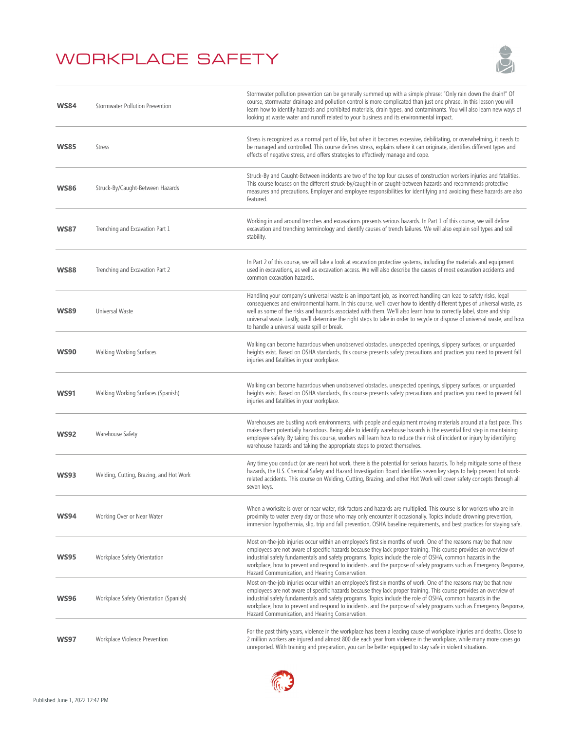# WORKPLACE SAFETY

| | | |
|---|---|---|
| **WS84** | Stormwater Pollution Prevention | Stormwater pollution prevention can be generally summed up with a simple phrase: "Only rain down the drain!" Of course, stormwater drainage and pollution control is more complicated than just one phrase. In this lesson you will learn how to identify hazards and prohibited materials, drain types, and contaminants. You will also learn new ways of looking at waste water and runoff related to your business and its environmental impact. |
| **WS85** | Stress | Stress is recognized as a normal part of life, but when it becomes excessive, debilitating, or overwhelming, it needs to be managed and controlled. This course defines stress, explains where it can originate, identifies different types and effects of negative stress, and offers strategies to effectively manage and cope. |
| **WS86** | Struck-By/Caught-Between Hazards | Struck-By and Caught-Between incidents are two of the top four causes of construction workers injuries and fatalities. This course focuses on the different struck-by/caught-in or caught-between hazards and recommends protective measures and precautions. Employer and employee responsibilities for identifying and avoiding these hazards are also featured. |
| **WS87** | Trenching and Excavation Part 1 | Working in and around trenches and excavations presents serious hazards. In Part 1 of this course, we will define excavation and trenching terminology and identify causes of trench failures. We will also explain soil types and soil stability. |
| **WS88** | Trenching and Excavation Part 2 | In Part 2 of this course, we will take a look at excavation protective systems, including the materials and equipment used in excavations, as well as excavation access. We will also describe the causes of most excavation accidents and common excavation hazards. |
| **WS89** | Universal Waste | Handling your company's universal waste is an important job, as incorrect handling can lead to safety risks, legal consequences and environmental harm. In this course, we'll cover how to identify different types of universal waste, as well as some of the risks and hazards associated with them. We'll also learn how to correctly label, store and ship universal waste. Lastly, we'll determine the right steps to take in order to recycle or dispose of universal waste, and how to handle a universal waste spill or break. |
| **WS90** | Walking Working Surfaces | Walking can become hazardous when unobserved obstacles, unexpected openings, slippery surfaces, or unguarded heights exist. Based on OSHA standards, this course presents safety precautions and practices you need to prevent fall injuries and fatalities in your workplace. |
| **WS91** | Walking Working Surfaces (Spanish) | Walking can become hazardous when unobserved obstacles, unexpected openings, slippery surfaces, or unguarded heights exist. Based on OSHA standards, this course presents safety precautions and practices you need to prevent fall injuries and fatalities in your workplace. |
| **WS92** | Warehouse Safety | Warehouses are bustling work environments, with people and equipment moving materials around at a fast pace. This makes them potentially hazardous. Being able to identify warehouse hazards is the essential first step in maintaining employee safety. By taking this course, workers will learn how to reduce their risk of incident or injury by identifying warehouse hazards and taking the appropriate steps to protect themselves. |
| **WS93** | Welding, Cutting, Brazing, and Hot Work | Any time you conduct (or are near) hot work, there is the potential for serious hazards. To help mitigate some of these hazards, the U.S. Chemical Safety and Hazard Investigation Board identifies seven key steps to help prevent hot work-related accidents. This course on Welding, Cutting, Brazing, and other Hot Work will cover safety concepts through all seven keys. |
| **WS94** | Working Over or Near Water | When a worksite is over or near water, risk factors and hazards are multiplied. This course is for workers who are in proximity to water every day or those who may only encounter it occasionally. Topics include drowning prevention, immersion hypothermia, slip, trip and fall prevention, OSHA baseline requirements, and best practices for staying safe. |
| **WS95** | Workplace Safety Orientation | Most on-the-job injuries occur within an employee's first six months of work. One of the reasons may be that new employees are not aware of specific hazards because they lack proper training. This course provides an overview of industrial safety fundamentals and safety programs. Topics include the role of OSHA, common hazards in the workplace, how to prevent and respond to incidents, and the purpose of safety programs such as Emergency Response, Hazard Communication, and Hearing Conservation. |
| **WS96** | Workplace Safety Orientation (Spanish) | Most on-the-job injuries occur within an employee's first six months of work. One of the reasons may be that new employees are not aware of specific hazards because they lack proper training. This course provides an overview of industrial safety fundamentals and safety programs. Topics include the role of OSHA, common hazards in the workplace, how to prevent and respond to incidents, and the purpose of safety programs such as Emergency Response, Hazard Communication, and Hearing Conservation. |
| **WS97** | Workplace Violence Prevention | For the past thirty years, violence in the workplace has been a leading cause of workplace injuries and deaths. Close to 2 million workers are injured and almost 800 die each year from violence in the workplace, while many more cases go unreported. With training and preparation, you can be better equipped to stay safe in violent situations. |

Published June 1, 2022 12:47 PM